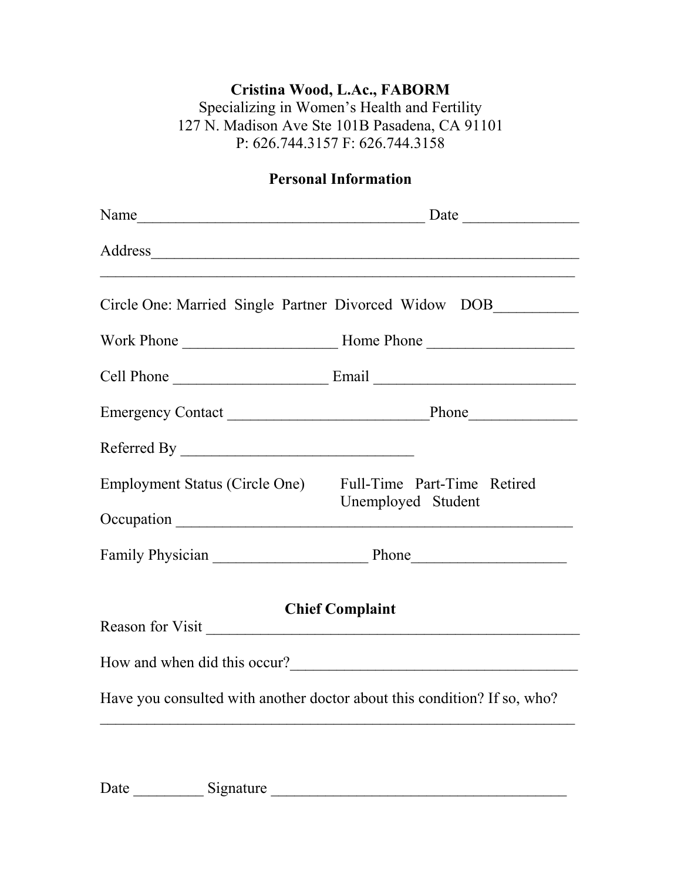**Cristina Wood, L.Ac., FABORM**
Specializing in Women's Health and Fertility
127 N. Madison Ave Ste 101B Pasadena, CA 91101
P: 626.744.3157 F: 626.744.3158

## Personal Information

Name_____________________________________ Date _______________

Address_________________________________________________________
______________________________________________________________

Circle One: Married Single Partner Divorced Widow DOB___________

Work Phone ____________________ Home Phone ___________________

Cell Phone ____________________ Email __________________________

Emergency Contact __________________________Phone______________

Referred By ______________________________

Employment Status (Circle One) Full-Time Part-Time Retired Unemployed Student

Occupation ______________________________________________________

Family Physician ____________________ Phone____________________

## Chief Complaint

Reason for Visit ___________________________________________________

How and when did this occur?_____________________________________

Have you consulted with another doctor about this condition? If so, who?
______________________________________________________________

Date _________ Signature ______________________________________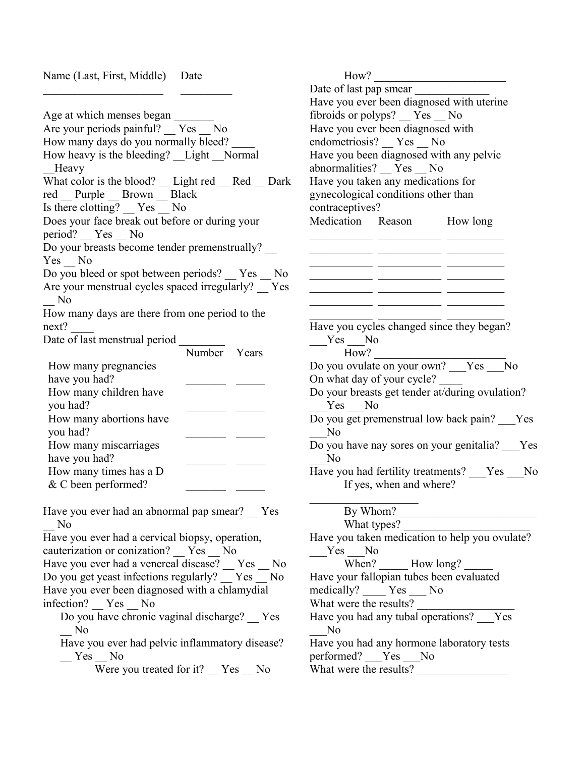Name (Last, First, Middle) Date

_____________________ _________

Age at which menses began _______

Are your periods painful? __ Yes __ No

How many days do you normally bleed? ____

How heavy is the bleeding? __Light __Normal __Heavy

What color is the blood? __ Light red __ Red __ Dark red __ Purple __ Brown __ Black

Is there clotting? __ Yes __ No

Does your face break out before or during your period? __ Yes __ No

Do your breasts become tender premenstrually? __ Yes __ No

Do you bleed or spot between periods? __ Yes __ No

Are your menstrual cycles spaced irregularly? __ Yes __ No

How many days are there from one period to the next? ____

Date of last menstrual period ________

| | Number | Years |
|---|---|---|
| How many pregnancies have you had? | _______ | _____ |
| How many children have you had? | _______ | _____ |
| How many abortions have you had? | _______ | _____ |
| How many miscarriages have you had? | _______ | _____ |
| How many times has a D & C been performed? | _______ | _____ |

Have you ever had an abnormal pap smear? __ Yes __ No

Have you ever had a cervical biopsy, operation, cauterization or conization? __ Yes __ No

Have you ever had a venereal disease? __ Yes __ No

Do you get yeast infections regularly? __ Yes __ No

Have you ever been diagnosed with a chlamydial infection? __ Yes __ No

Do you have chronic vaginal discharge? __ Yes __ No

Have you ever had pelvic inflammatory disease? __ Yes __ No

Were you treated for it? __ Yes __ No

How? _______________________

Date of last pap smear _____________

Have you ever been diagnosed with uterine fibroids or polyps? __ Yes __ No

Have you ever been diagnosed with endometriosis? __ Yes __ No

Have you been diagnosed with any pelvic abnormalities? __ Yes __ No

Have you taken any medications for gynecological conditions other than contraceptives?

| Medication | Reason | How long |
|---|---|---|
| ___________ | ___________ | __________ |
| ___________ | ___________ | __________ |
| ___________ | ___________ | __________ |
| ___________ | ___________ | __________ |
| ___________ | ___________ | __________ |
| ___________ | ___________ | __________ |
| ___________ | ___________ | __________ |

Have you cycles changed since they began? ___Yes ___No

How? _______________________

Do you ovulate on your own? ___Yes ___No

On what day of your cycle? ____

Do your breasts get tender at/during ovulation? ___Yes ___No

Do you get premenstrual low back pain? ___Yes ___No

Do you have nay sores on your genitalia? ___Yes ___No

Have you had fertility treatments? ___Yes ___No

If yes, when and where? ___________________

By Whom? ________________________

What types? ______________________

Have you taken medication to help you ovulate? ___Yes ___No

When? _____ How long? _____

Have your fallopian tubes been evaluated medically? ____ Yes ___ No

What were the results? _________________

Have you had any tubal operations? ___Yes ___No

Have you had any hormone laboratory tests performed? ___Yes ___No

What were the results? ________________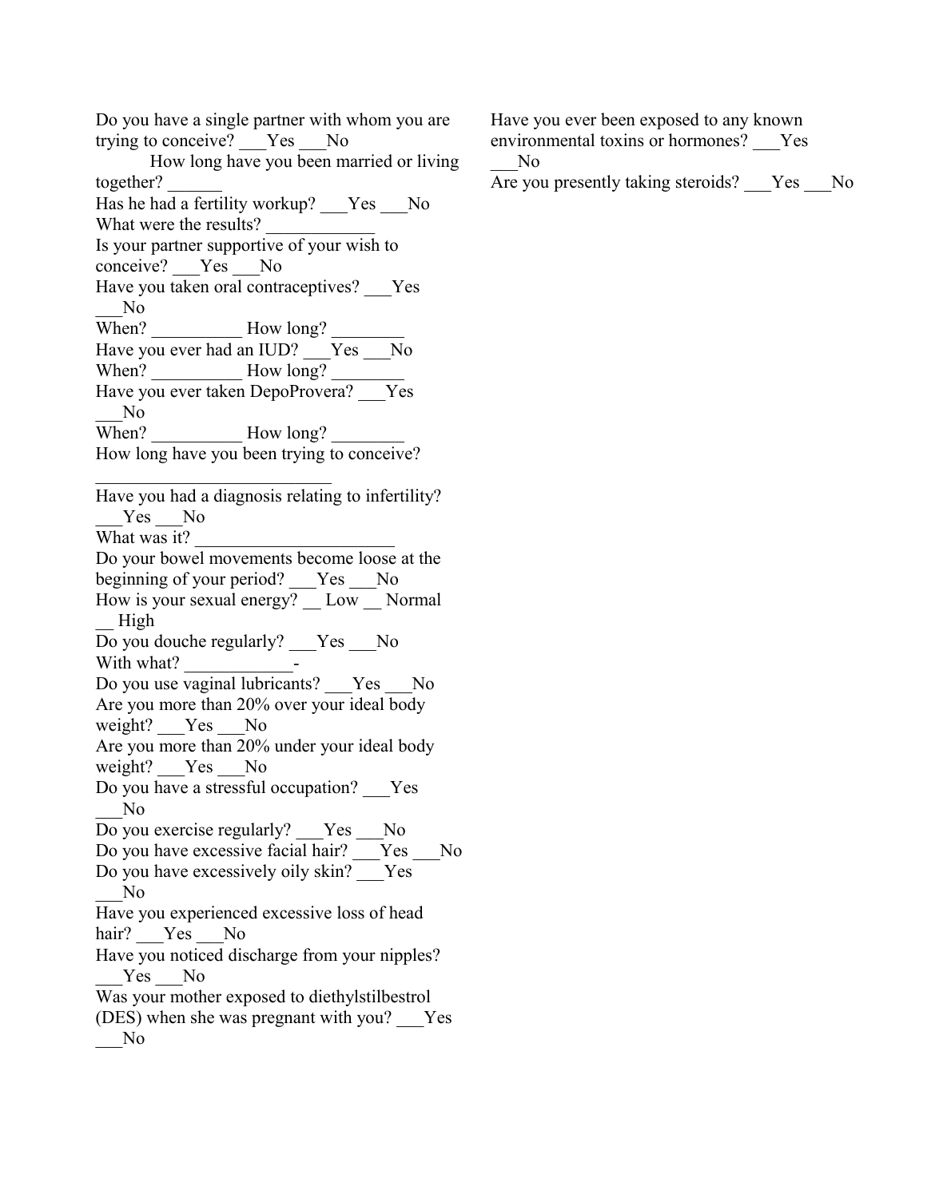Do you have a single partner with whom you are trying to conceive? ___Yes ___No

How long have you been married or living together? ______

Has he had a fertility workup? ___Yes ___No

What were the results? ____________

Is your partner supportive of your wish to conceive? ___Yes ___No

Have you taken oral contraceptives? ___Yes ___No

When? __________ How long? ________

Have you ever had an IUD? ___Yes ___No

When? __________ How long? ________

Have you ever taken DepoProvera? ___Yes ___No

When? __________ How long? ________

How long have you been trying to conceive? __________________________

Have you had a diagnosis relating to infertility? ___Yes ___No

What was it? ______________________

Do your bowel movements become loose at the beginning of your period? ___Yes ___No

How is your sexual energy? __ Low __ Normal __ High

Do you douche regularly? ___Yes ___No

With what? ____________-

Do you use vaginal lubricants? ___Yes ___No

Are you more than 20% over your ideal body weight? ___Yes ___No

Are you more than 20% under your ideal body weight? ___Yes ___No

Do you have a stressful occupation? ___Yes ___No

Do you exercise regularly? ___Yes ___No

Do you have excessive facial hair? ___Yes ___No

Do you have excessively oily skin? ___Yes ___No

Have you experienced excessive loss of head hair? ___Yes ___No

Have you noticed discharge from your nipples? ___Yes ___No

Was your mother exposed to diethylstilbestrol (DES) when she was pregnant with you? ___Yes ___No

Have you ever been exposed to any known environmental toxins or hormones? ___Yes ___No

Are you presently taking steroids? ___Yes ___No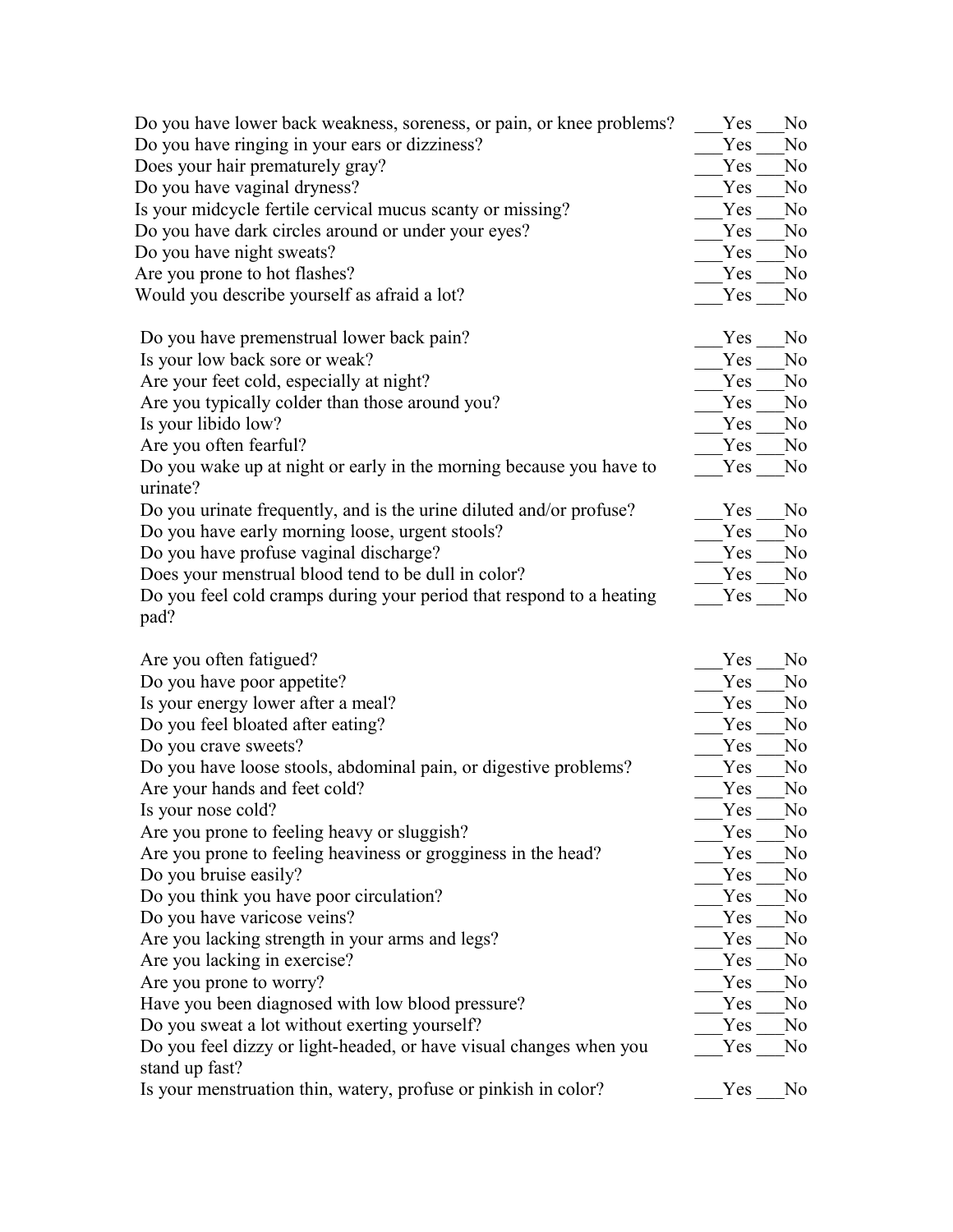Do you have lower back weakness, soreness, or pain, or knee problems? ___Yes ___No
Do you have ringing in your ears or dizziness? ___Yes ___No
Does your hair prematurely gray? ___Yes ___No
Do you have vaginal dryness? ___Yes ___No
Is your midcycle fertile cervical mucus scanty or missing? ___Yes ___No
Do you have dark circles around or under your eyes? ___Yes ___No
Do you have night sweats? ___Yes ___No
Are you prone to hot flashes? ___Yes ___No
Would you describe yourself as afraid a lot? ___Yes ___No

Do you have premenstrual lower back pain? ___Yes ___No
Is your low back sore or weak? ___Yes ___No
Are your feet cold, especially at night? ___Yes ___No
Are you typically colder than those around you? ___Yes ___No
Is your libido low? ___Yes ___No
Are you often fearful? ___Yes ___No
Do you wake up at night or early in the morning because you have to urinate? ___Yes ___No
Do you urinate frequently, and is the urine diluted and/or profuse? ___Yes ___No
Do you have early morning loose, urgent stools? ___Yes ___No
Do you have profuse vaginal discharge? ___Yes ___No
Does your menstrual blood tend to be dull in color? ___Yes ___No
Do you feel cold cramps during your period that respond to a heating pad? ___Yes ___No

Are you often fatigued? ___Yes ___No
Do you have poor appetite? ___Yes ___No
Is your energy lower after a meal? ___Yes ___No
Do you feel bloated after eating? ___Yes ___No
Do you crave sweets? ___Yes ___No
Do you have loose stools, abdominal pain, or digestive problems? ___Yes ___No
Are your hands and feet cold? ___Yes ___No
Is your nose cold? ___Yes ___No
Are you prone to feeling heavy or sluggish? ___Yes ___No
Are you prone to feeling heaviness or grogginess in the head? ___Yes ___No
Do you bruise easily? ___Yes ___No
Do you think you have poor circulation? ___Yes ___No
Do you have varicose veins? ___Yes ___No
Are you lacking strength in your arms and legs? ___Yes ___No
Are you lacking in exercise? ___Yes ___No
Are you prone to worry? ___Yes ___No
Have you been diagnosed with low blood pressure? ___Yes ___No
Do you sweat a lot without exerting yourself? ___Yes ___No
Do you feel dizzy or light-headed, or have visual changes when you stand up fast? ___Yes ___No
Is your menstruation thin, watery, profuse or pinkish in color? ___Yes ___No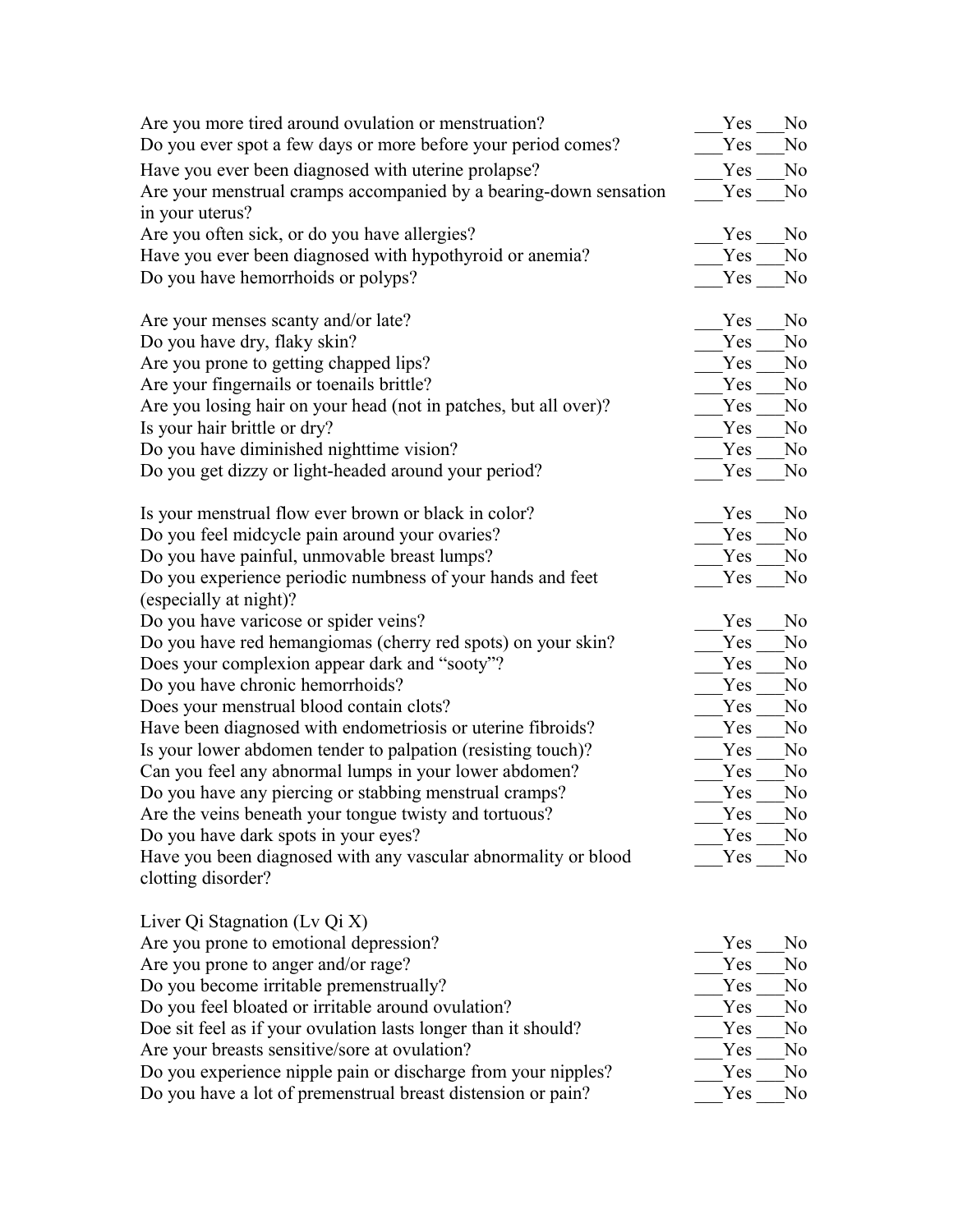Are you more tired around ovulation or menstruation? ___Yes ___No
Do you ever spot a few days or more before your period comes? ___Yes ___No
Have you ever been diagnosed with uterine prolapse? ___Yes ___No
Are your menstrual cramps accompanied by a bearing-down sensation in your uterus? ___Yes ___No
Are you often sick, or do you have allergies? ___Yes ___No
Have you ever been diagnosed with hypothyroid or anemia? ___Yes ___No
Do you have hemorrhoids or polyps? ___Yes ___No

Are your menses scanty and/or late? ___Yes ___No
Do you have dry, flaky skin? ___Yes ___No
Are you prone to getting chapped lips? ___Yes ___No
Are your fingernails or toenails brittle? ___Yes ___No
Are you losing hair on your head (not in patches, but all over)? ___Yes ___No
Is your hair brittle or dry? ___Yes ___No
Do you have diminished nighttime vision? ___Yes ___No
Do you get dizzy or light-headed around your period? ___Yes ___No

Is your menstrual flow ever brown or black in color? ___Yes ___No
Do you feel midcycle pain around your ovaries? ___Yes ___No
Do you have painful, unmovable breast lumps? ___Yes ___No
Do you experience periodic numbness of your hands and feet (especially at night)? ___Yes ___No
Do you have varicose or spider veins? ___Yes ___No
Do you have red hemangiomas (cherry red spots) on your skin? ___Yes ___No
Does your complexion appear dark and "sooty"? ___Yes ___No
Do you have chronic hemorrhoids? ___Yes ___No
Does your menstrual blood contain clots? ___Yes ___No
Have been diagnosed with endometriosis or uterine fibroids? ___Yes ___No
Is your lower abdomen tender to palpation (resisting touch)? ___Yes ___No
Can you feel any abnormal lumps in your lower abdomen? ___Yes ___No
Do you have any piercing or stabbing menstrual cramps? ___Yes ___No
Are the veins beneath your tongue twisty and tortuous? ___Yes ___No
Do you have dark spots in your eyes? ___Yes ___No
Have you been diagnosed with any vascular abnormality or blood clotting disorder? ___Yes ___No

Liver Qi Stagnation (Lv Qi X)
Are you prone to emotional depression? ___Yes ___No
Are you prone to anger and/or rage? ___Yes ___No
Do you become irritable premenstrually? ___Yes ___No
Do you feel bloated or irritable around ovulation? ___Yes ___No
Doe sit feel as if your ovulation lasts longer than it should? ___Yes ___No
Are your breasts sensitive/sore at ovulation? ___Yes ___No
Do you experience nipple pain or discharge from your nipples? ___Yes ___No
Do you have a lot of premenstrual breast distension or pain? ___Yes ___No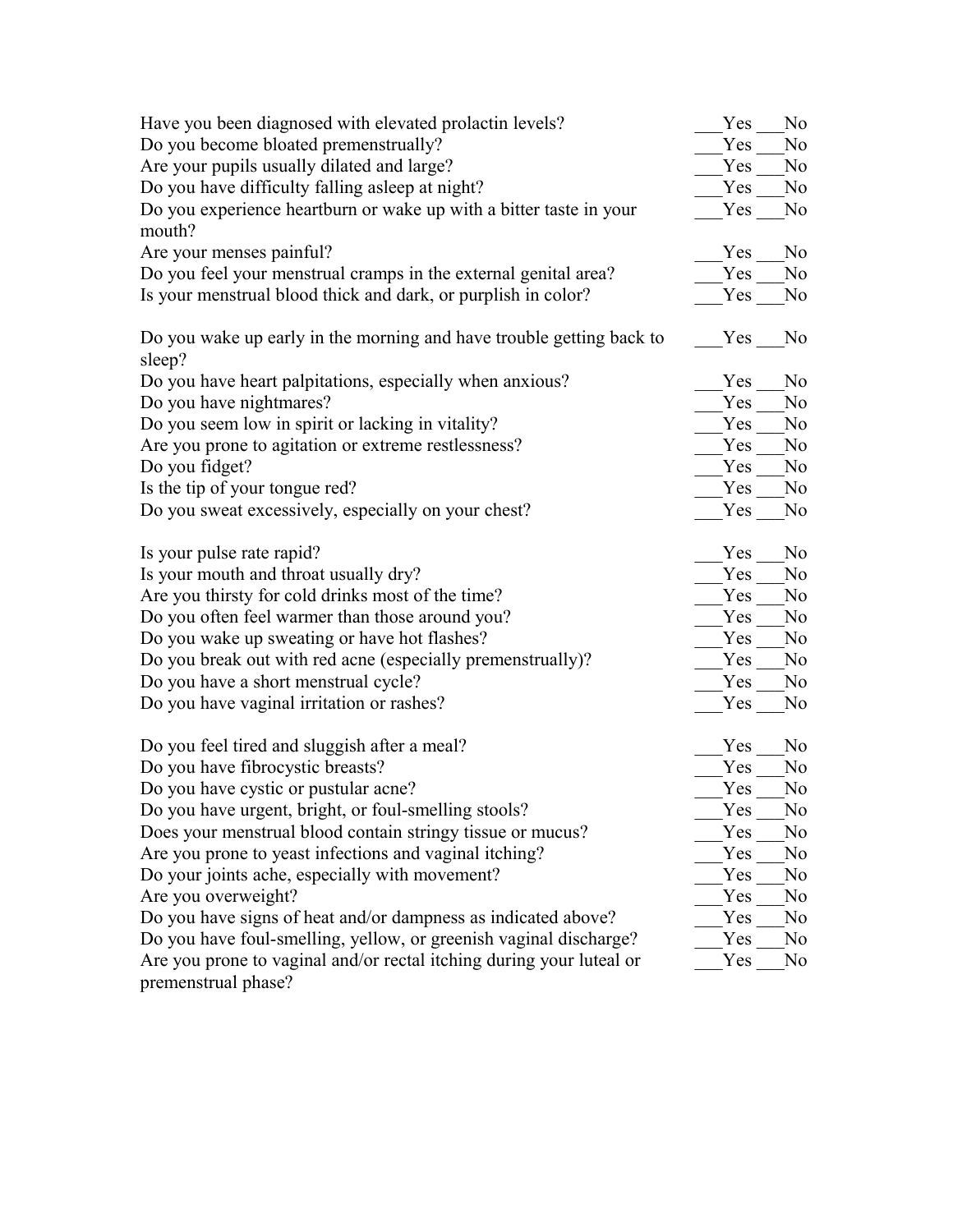| | |
|---|---|
| Have you been diagnosed with elevated prolactin levels? | ___Yes ___No |
| Do you become bloated premenstrually? | ___Yes ___No |
| Are your pupils usually dilated and large? | ___Yes ___No |
| Do you have difficulty falling asleep at night? | ___Yes ___No |
| Do you experience heartburn or wake up with a bitter taste in your mouth? | ___Yes ___No |
| Are your menses painful? | ___Yes ___No |
| Do you feel your menstrual cramps in the external genital area? | ___Yes ___No |
| Is your menstrual blood thick and dark, or purplish in color? | ___Yes ___No |

| | |
|---|---|
| Do you wake up early in the morning and have trouble getting back to sleep? | ___Yes ___No |
| Do you have heart palpitations, especially when anxious? | ___Yes ___No |
| Do you have nightmares? | ___Yes ___No |
| Do you seem low in spirit or lacking in vitality? | ___Yes ___No |
| Are you prone to agitation or extreme restlessness? | ___Yes ___No |
| Do you fidget? | ___Yes ___No |
| Is the tip of your tongue red? | ___Yes ___No |
| Do you sweat excessively, especially on your chest? | ___Yes ___No |

| | |
|---|---|
| Is your pulse rate rapid? | ___Yes ___No |
| Is your mouth and throat usually dry? | ___Yes ___No |
| Are you thirsty for cold drinks most of the time? | ___Yes ___No |
| Do you often feel warmer than those around you? | ___Yes ___No |
| Do you wake up sweating or have hot flashes? | ___Yes ___No |
| Do you break out with red acne (especially premenstrually)? | ___Yes ___No |
| Do you have a short menstrual cycle? | ___Yes ___No |
| Do you have vaginal irritation or rashes? | ___Yes ___No |

| | |
|---|---|
| Do you feel tired and sluggish after a meal? | ___Yes ___No |
| Do you have fibrocystic breasts? | ___Yes ___No |
| Do you have cystic or pustular acne? | ___Yes ___No |
| Do you have urgent, bright, or foul-smelling stools? | ___Yes ___No |
| Does your menstrual blood contain stringy tissue or mucus? | ___Yes ___No |
| Are you prone to yeast infections and vaginal itching? | ___Yes ___No |
| Do your joints ache, especially with movement? | ___Yes ___No |
| Are you overweight? | ___Yes ___No |
| Do you have signs of heat and/or dampness as indicated above? | ___Yes ___No |
| Do you have foul-smelling, yellow, or greenish vaginal discharge? | ___Yes ___No |
| Are you prone to vaginal and/or rectal itching during your luteal or premenstrual phase? | ___Yes ___No |